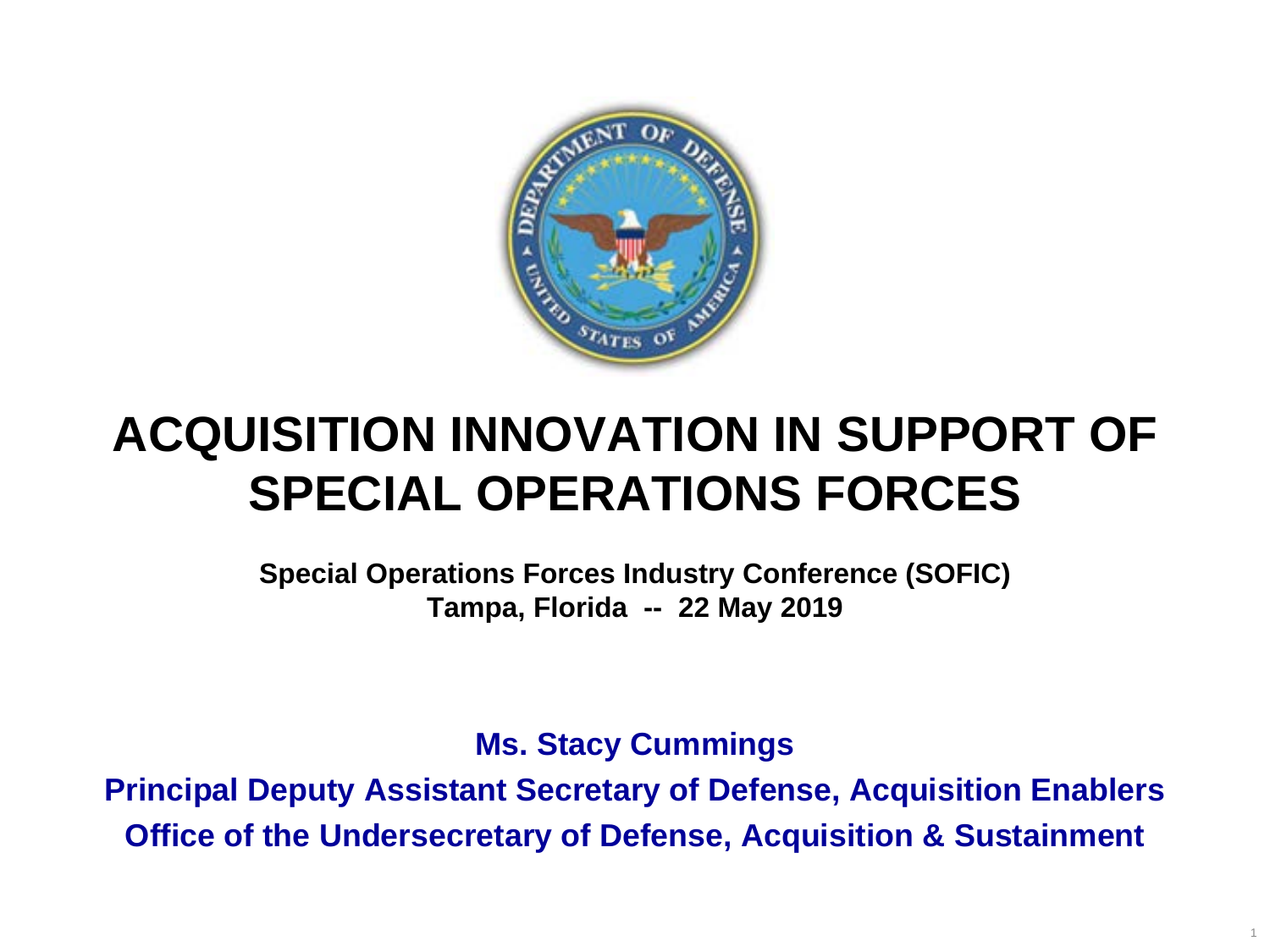# ACQUISITION INNOVATION IN SUPPORT OF SPECIAL OPERATIONS FORCES

**Special Operations Forces Industry Conference (SOFIC)**
**Tampa, Florida -- 22 May 2019**

**Ms. Stacy Cummings**

**Principal Deputy Assistant Secretary of Defense, Acquisition Enablers**

**Office of the Undersecretary of Defense, Acquisition & Sustainment**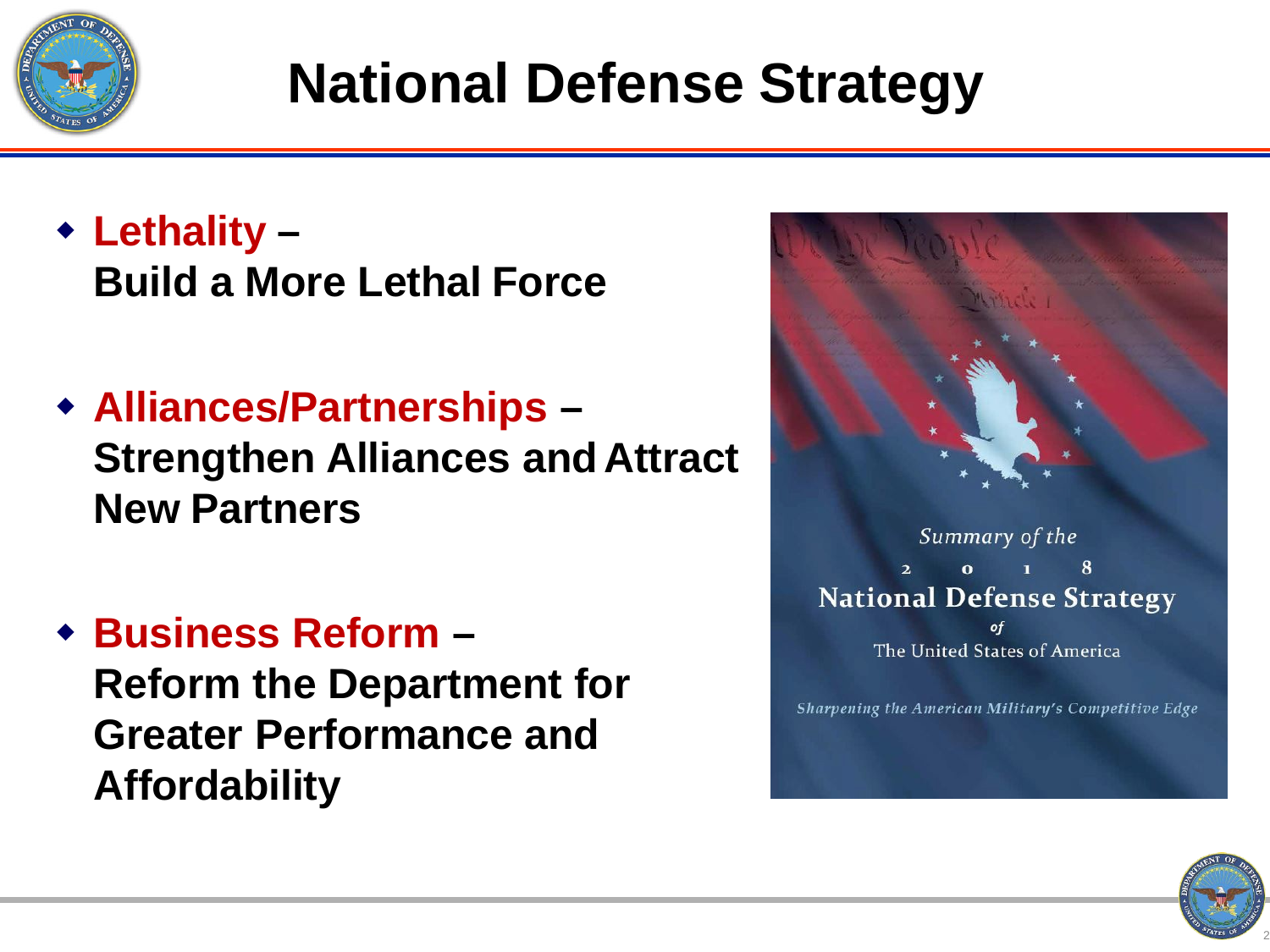# National Defense Strategy

- **Lethality –**
  **Build a More Lethal Force**

- **Alliances/Partnerships –**
  **Strengthen Alliances and Attract New Partners**

- **Business Reform –**
  **Reform the Department for Greater Performance and Affordability**

*Summary of the*

2 0 1 8

**National Defense Strategy**

*of*

The United States of America

*Sharpening the American Military's Competitive Edge*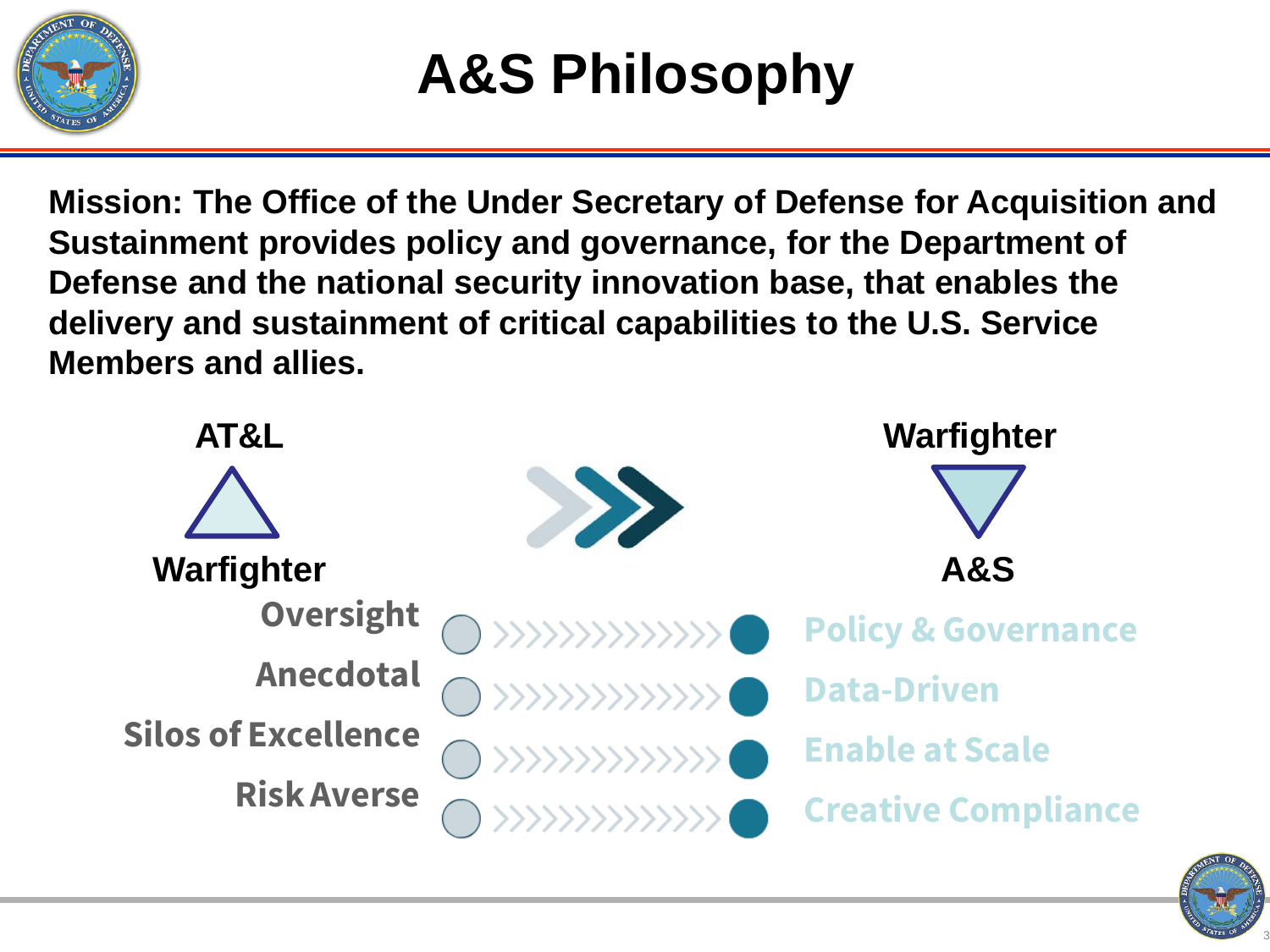# A&S Philosophy

**Mission: The Office of the Under Secretary of Defense for Acquisition and Sustainment provides policy and governance, for the Department of Defense and the national security innovation base, that enables the delivery and sustainment of critical capabilities to the U.S. Service Members and allies.**

**AT&L**

**Warfighter**

**Warfighter**

**A&S**

Oversight → Policy & Governance

Anecdotal → Data-Driven

Silos of Excellence → Enable at Scale

Risk Averse → Creative Compliance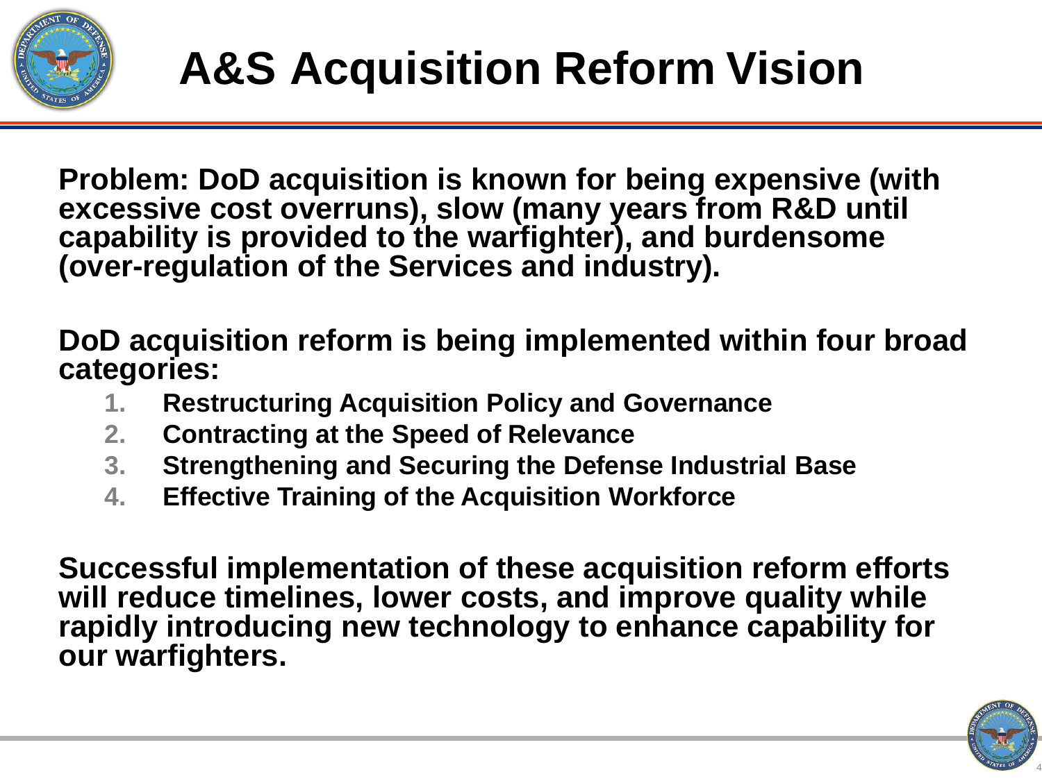# A&S Acquisition Reform Vision

**Problem: DoD acquisition is known for being expensive (with excessive cost overruns), slow (many years from R&D until capability is provided to the warfighter), and burdensome (over-regulation of the Services and industry).**

**DoD acquisition reform is being implemented within four broad categories:**

1. **Restructuring Acquisition Policy and Governance**
2. **Contracting at the Speed of Relevance**
3. **Strengthening and Securing the Defense Industrial Base**
4. **Effective Training of the Acquisition Workforce**

**Successful implementation of these acquisition reform efforts will reduce timelines, lower costs, and improve quality while rapidly introducing new technology to enhance capability for our warfighters.**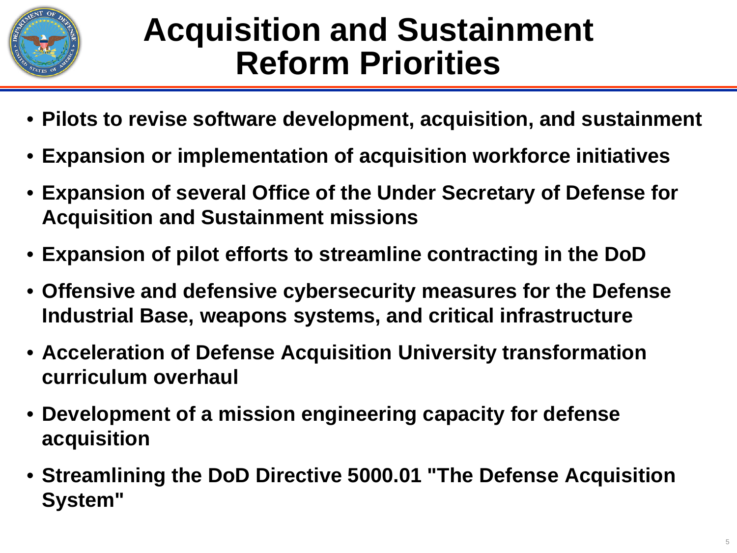# Acquisition and Sustainment Reform Priorities

- **Pilots to revise software development, acquisition, and sustainment**
- **Expansion or implementation of acquisition workforce initiatives**
- **Expansion of several Office of the Under Secretary of Defense for Acquisition and Sustainment missions**
- **Expansion of pilot efforts to streamline contracting in the DoD**
- **Offensive and defensive cybersecurity measures for the Defense Industrial Base, weapons systems, and critical infrastructure**
- **Acceleration of Defense Acquisition University transformation curriculum overhaul**
- **Development of a mission engineering capacity for defense acquisition**
- **Streamlining the DoD Directive 5000.01 "The Defense Acquisition System"**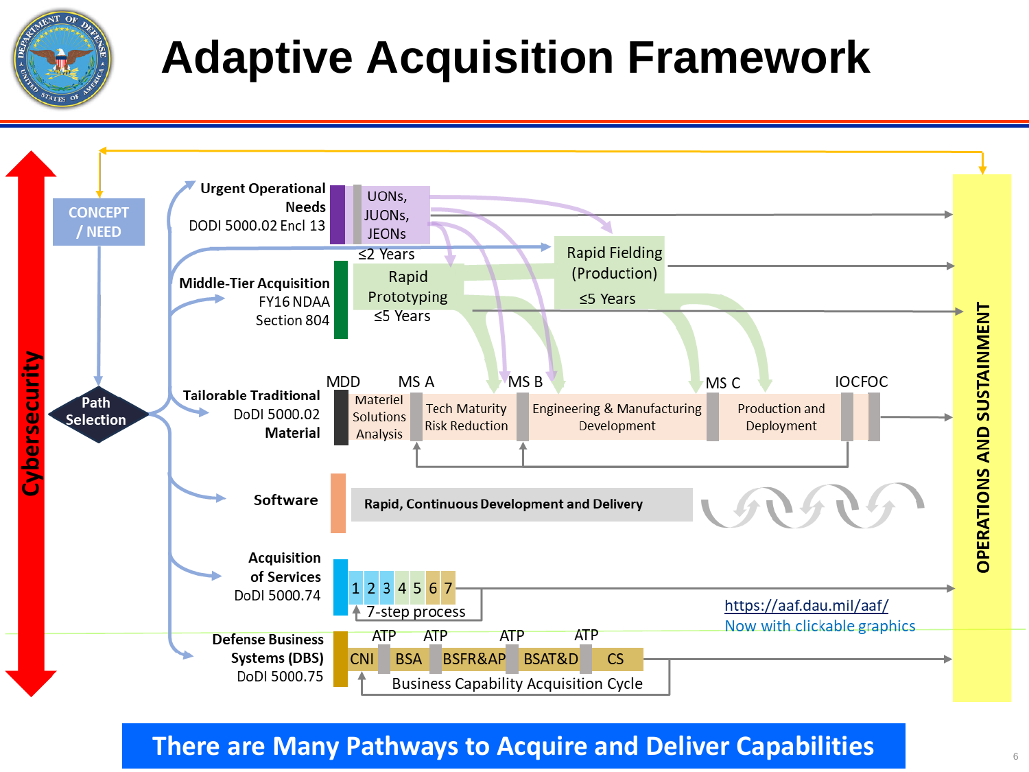# Adaptive Acquisition Framework

Cybersecurity

CONCEPT / NEED

Path Selection

**Urgent Operational Needs**
DODI 5000.02 Encl 13

UONs, JUONs, JEONs
≤2 Years

**Middle-Tier Acquisition**
FY16 NDAA Section 804

Rapid Prototyping
≤5 Years

Rapid Fielding (Production)
≤5 Years

**Tailorable Traditional**
DoDI 5000.02
**Material**

MDD | MS A | MS B | MS C | IOC | FOC

Materiel Solutions Analysis | Tech Maturity Risk Reduction | Engineering & Manufacturing Development | Production and Deployment

**Software**

**Rapid, Continuous Development and Delivery**

**Acquisition of Services**
DoDI 5000.74

1 2 3 4 5 6 7
7-step process

**Defense Business Systems (DBS)**
DoDI 5000.75

ATP | ATP | ATP | ATP

CNI | BSA | BSFR&AP | BSAT&D | CS

Business Capability Acquisition Cycle

https://aaf.dau.mil/aaf/
Now with clickable graphics

OPERATIONS AND SUSTAINMENT

**There are Many Pathways to Acquire and Deliver Capabilities**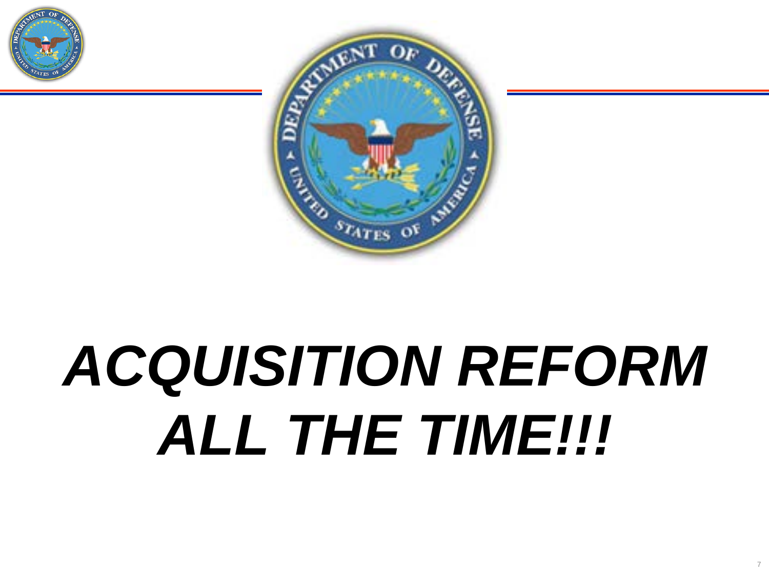# *ACQUISITION REFORM ALL THE TIME!!!*